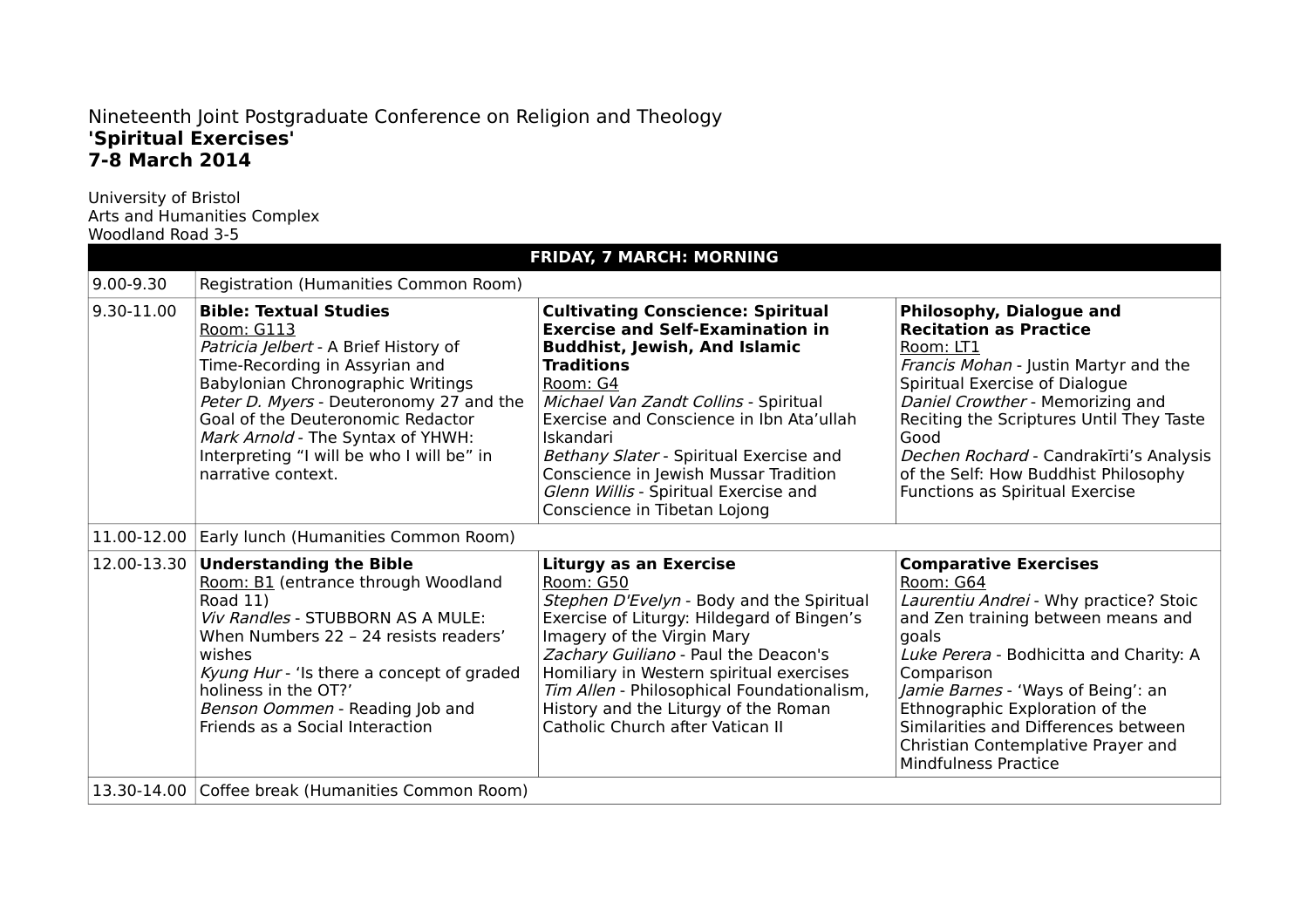Nineteenth Joint Postgraduate Conference on Religion and Theology
**'Spiritual Exercises'**
**7-8 March 2014**

University of Bristol
Arts and Humanities Complex
Woodland Road 3-5

| **FRIDAY, 7 MARCH: MORNING** | | | |
|---|---|---|---|
| 9.00-9.30 | Registration (Humanities Common Room) | | |
| 9.30-11.00 | **Bible: Textual Studies**<br>Room: G113<br>*Patricia Jelbert* - A Brief History of Time-Recording in Assyrian and Babylonian Chronographic Writings<br>*Peter D. Myers* - Deuteronomy 27 and the Goal of the Deuteronomic Redactor<br>*Mark Arnold* - The Syntax of YHWH: Interpreting "I will be who I will be" in narrative context. | **Cultivating Conscience: Spiritual Exercise and Self-Examination in Buddhist, Jewish, And Islamic Traditions**<br>Room: G4<br>*Michael Van Zandt Collins* - Spiritual Exercise and Conscience in Ibn Ata'ullah Iskandari<br>*Bethany Slater* - Spiritual Exercise and Conscience in Jewish Mussar Tradition<br>*Glenn Willis* - Spiritual Exercise and Conscience in Tibetan Lojong | **Philosophy, Dialogue and Recitation as Practice**<br>Room: LT1<br>*Francis Mohan* - Justin Martyr and the Spiritual Exercise of Dialogue<br>*Daniel Crowther* - Memorizing and Reciting the Scriptures Until They Taste Good<br>*Dechen Rochard* - Candrakīrti's Analysis of the Self: How Buddhist Philosophy Functions as Spiritual Exercise |
| 11.00-12.00 | Early lunch (Humanities Common Room) | | |
| 12.00-13.30 | **Understanding the Bible**<br>Room: B1 (entrance through Woodland Road 11)<br>*Viv Randles* - STUBBORN AS A MULE: When Numbers 22 – 24 resists readers' wishes<br>*Kyung Hur* - 'Is there a concept of graded holiness in the OT?'<br>*Benson Oommen* - Reading Job and Friends as a Social Interaction | **Liturgy as an Exercise**<br>Room: G50<br>*Stephen D'Evelyn* - Body and the Spiritual Exercise of Liturgy: Hildegard of Bingen's Imagery of the Virgin Mary<br>*Zachary Guiliano* - Paul the Deacon's Homiliary in Western spiritual exercises<br>*Tim Allen* - Philosophical Foundationalism, History and the Liturgy of the Roman Catholic Church after Vatican II | **Comparative Exercises**<br>Room: G64<br>*Laurentiu Andrei* - Why practice? Stoic and Zen training between means and goals<br>*Luke Perera* - Bodhicitta and Charity: A Comparison<br>*Jamie Barnes* - 'Ways of Being': an Ethnographic Exploration of the Similarities and Differences between Christian Contemplative Prayer and Mindfulness Practice |
| 13.30-14.00 | Coffee break (Humanities Common Room) | | |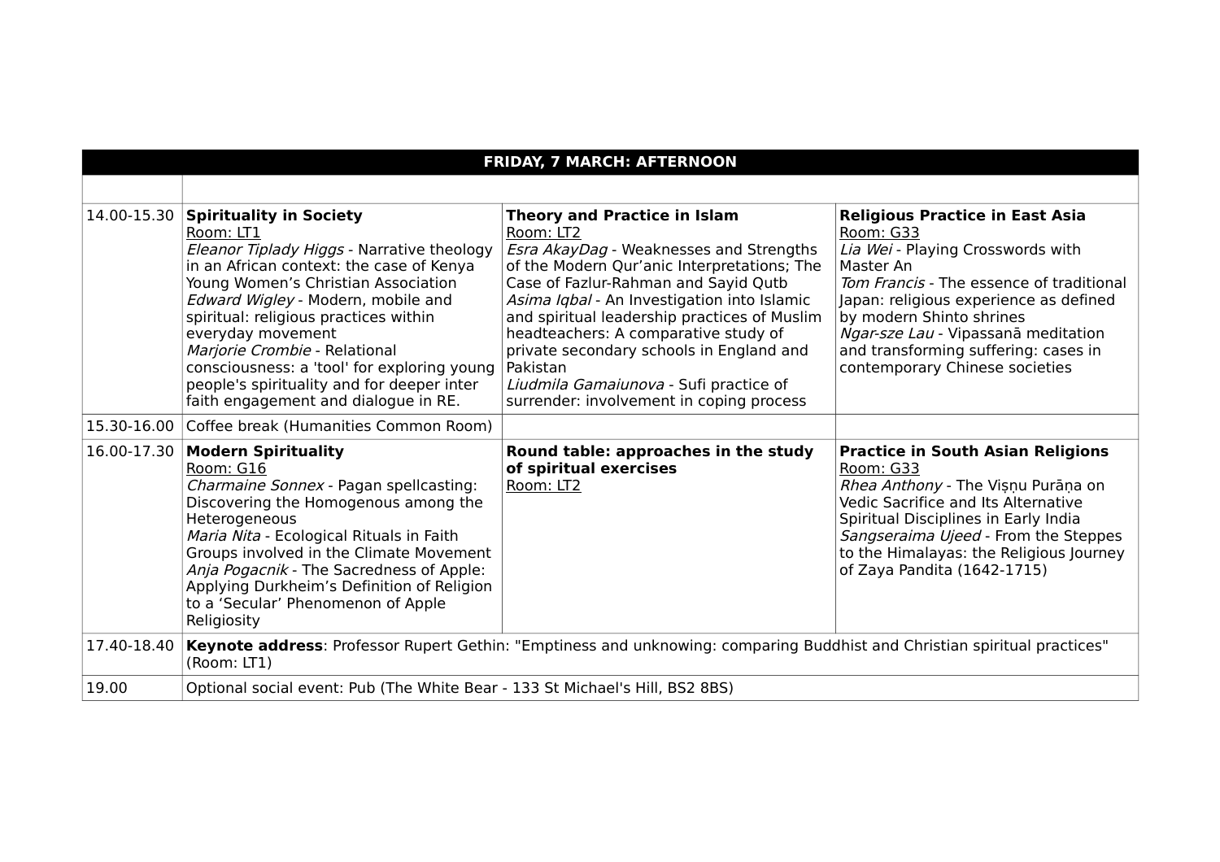| FRIDAY, 7 MARCH: AFTERNOON | | | |
|---|---|---|---|
| | | | |
| 14.00-15.30 | **Spirituality in Society**<br>Room: LT1<br>*Eleanor Tiplady Higgs* - Narrative theology in an African context: the case of Kenya Young Women's Christian Association<br>*Edward Wigley* - Modern, mobile and spiritual: religious practices within everyday movement<br>*Marjorie Crombie* - Relational consciousness: a 'tool' for exploring young people's spirituality and for deeper inter faith engagement and dialogue in RE. | **Theory and Practice in Islam**<br>Room: LT2<br>*Esra AkayDag* - Weaknesses and Strengths of the Modern Qur'anic Interpretations; The Case of Fazlur-Rahman and Sayid Qutb<br>*Asima Iqbal* - An Investigation into Islamic and spiritual leadership practices of Muslim headteachers: A comparative study of private secondary schools in England and Pakistan<br>*Liudmila Gamaiunova* - Sufi practice of surrender: involvement in coping process | **Religious Practice in East Asia**<br>Room: G33<br>*Lia Wei* - Playing Crosswords with Master An<br>*Tom Francis* - The essence of traditional Japan: religious experience as defined by modern Shinto shrines<br>*Ngar-sze Lau* - Vipassanā meditation and transforming suffering: cases in contemporary Chinese societies |
| 15.30-16.00 | Coffee break (Humanities Common Room) | | |
| 16.00-17.30 | **Modern Spirituality**<br>Room: G16<br>*Charmaine Sonnex* - Pagan spellcasting: Discovering the Homogenous among the Heterogeneous<br>*Maria Nita* - Ecological Rituals in Faith Groups involved in the Climate Movement<br>*Anja Pogacnik* - The Sacredness of Apple: Applying Durkheim's Definition of Religion to a 'Secular' Phenomenon of Apple Religiosity | **Round table: approaches in the study of spiritual exercises**<br>Room: LT2 | **Practice in South Asian Religions**<br>Room: G33<br>*Rhea Anthony* - The Viṣṇu Purāṇa on Vedic Sacrifice and Its Alternative Spiritual Disciplines in Early India<br>*Sangseraima Ujeed* - From the Steppes to the Himalayas: the Religious Journey of Zaya Pandita (1642-1715) |
| 17.40-18.40 | **Keynote address**: Professor Rupert Gethin: "Emptiness and unknowing: comparing Buddhist and Christian spiritual practices" (Room: LT1) | | |
| 19.00 | Optional social event: Pub (The White Bear - 133 St Michael's Hill, BS2 8BS) | | |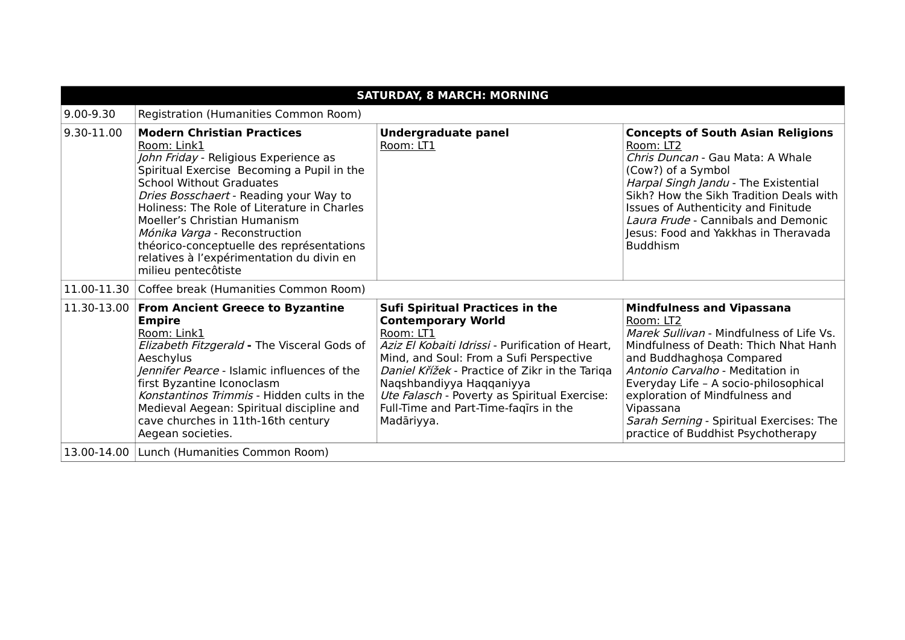| SATURDAY, 8 MARCH: MORNING | | | |
|---|---|---|---|
| 9.00-9.30 | Registration (Humanities Common Room) | | |
| 9.30-11.00 | **Modern Christian Practices**<br>Room: Link1<br>*John Friday* - Religious Experience as Spiritual Exercise Becoming a Pupil in the School Without Graduates<br>*Dries Bosschaert* - Reading your Way to Holiness: The Role of Literature in Charles Moeller's Christian Humanism<br>*Mónika Varga* - Reconstruction théorico-conceptuelle des représentations relatives à l'expérimentation du divin en milieu pentecôtiste | **Undergraduate panel**<br>Room: LT1 | **Concepts of South Asian Religions**<br>Room: LT2<br>*Chris Duncan* - Gau Mata: A Whale (Cow?) of a Symbol<br>*Harpal Singh Jandu* - The Existential Sikh? How the Sikh Tradition Deals with Issues of Authenticity and Finitude<br>*Laura Frude* - Cannibals and Demonic Jesus: Food and Yakkhas in Theravada Buddhism |
| 11.00-11.30 | Coffee break (Humanities Common Room) | | |
| 11.30-13.00 | **From Ancient Greece to Byzantine Empire**<br>Room: Link1<br>*Elizabeth Fitzgerald* **-** The Visceral Gods of Aeschylus<br>*Jennifer Pearce* - Islamic influences of the first Byzantine Iconoclasm<br>*Konstantinos Trimmis* - Hidden cults in the Medieval Aegean: Spiritual discipline and cave churches in 11th-16th century Aegean societies. | **Sufi Spiritual Practices in the Contemporary World**<br>Room: LT1<br>*Aziz El Kobaiti Idrissi* - Purification of Heart, Mind, and Soul: From a Sufi Perspective<br>*Daniel Křížek* - Practice of Zikr in the Tariqa Naqshbandiyya Haqqaniyya<br>*Ute Falasch* - Poverty as Spiritual Exercise: Full-Time and Part-Time-faqīrs in the Madāriyya. | **Mindfulness and Vipassana**<br>Room: LT2<br>*Marek Sullivan* - Mindfulness of Life Vs. Mindfulness of Death: Thich Nhat Hanh and Buddhaghoṣa Compared<br>*Antonio Carvalho* - Meditation in Everyday Life – A socio-philosophical exploration of Mindfulness and Vipassana<br>*Sarah Serning* - Spiritual Exercises: The practice of Buddhist Psychotherapy |
| 13.00-14.00 | Lunch (Humanities Common Room) | | |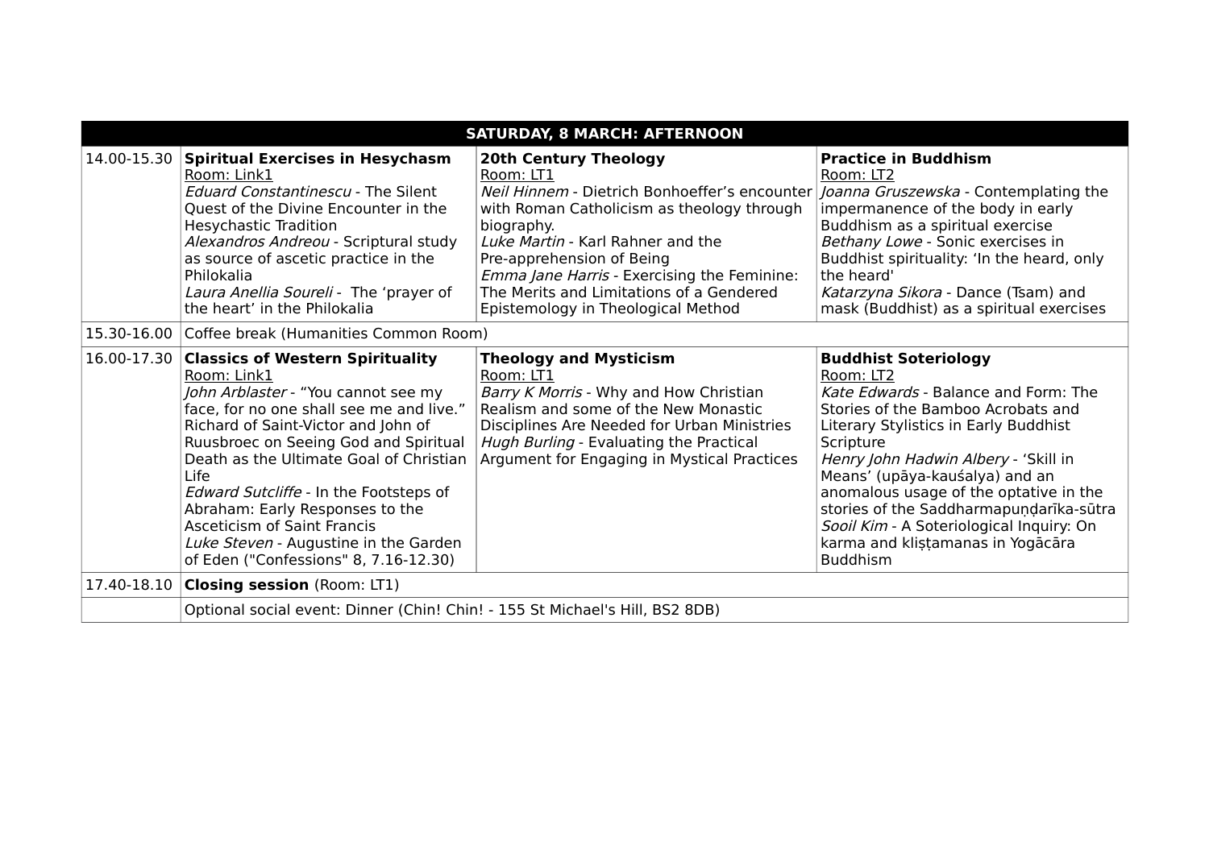| SATURDAY, 8 MARCH: AFTERNOON | | | |
|---|---|---|---|
| 14.00-15.30 | **Spiritual Exercises in Hesychasm**<br>Room: Link1<br>*Eduard Constantinescu* - The Silent Quest of the Divine Encounter in the Hesychastic Tradition<br>*Alexandros Andreou* - Scriptural study as source of ascetic practice in the Philokalia<br>*Laura Anellia Soureli* - The ‘prayer of the heart’ in the Philokalia | **20th Century Theology**<br>Room: LT1<br>*Neil Hinnem* - Dietrich Bonhoeffer’s encounter with Roman Catholicism as theology through biography.<br>*Luke Martin* - Karl Rahner and the Pre-apprehension of Being<br>*Emma Jane Harris* - Exercising the Feminine: The Merits and Limitations of a Gendered Epistemology in Theological Method | **Practice in Buddhism**<br>Room: LT2<br>*Joanna Gruszewska* - Contemplating the impermanence of the body in early Buddhism as a spiritual exercise<br>*Bethany Lowe* - Sonic exercises in Buddhist spirituality: ‘In the heard, only the heard'<br>*Katarzyna Sikora* - Dance (Tsam) and mask (Buddhist) as a spiritual exercises |
| 15.30-16.00 | Coffee break (Humanities Common Room) | | |
| 16.00-17.30 | **Classics of Western Spirituality**<br>Room: Link1<br>*John Arblaster* - “You cannot see my face, for no one shall see me and live.” Richard of Saint-Victor and John of Ruusbroec on Seeing God and Spiritual Death as the Ultimate Goal of Christian Life<br>*Edward Sutcliffe* - In the Footsteps of Abraham: Early Responses to the Asceticism of Saint Francis<br>*Luke Steven* - Augustine in the Garden of Eden ("Confessions" 8, 7.16-12.30) | **Theology and Mysticism**<br>Room: LT1<br>*Barry K Morris* - Why and How Christian Realism and some of the New Monastic Disciplines Are Needed for Urban Ministries<br>*Hugh Burling* - Evaluating the Practical Argument for Engaging in Mystical Practices | **Buddhist Soteriology**<br>Room: LT2<br>*Kate Edwards* - Balance and Form: The Stories of the Bamboo Acrobats and Literary Stylistics in Early Buddhist Scripture<br>*Henry John Hadwin Albery* - ‘Skill in Means’ (upāya-kauśalya) and an anomalous usage of the optative in the stories of the Saddharmapuṇḍarīka-sūtra<br>*Sooil Kim* - A Soteriological Inquiry: On karma and kliṣṭamanas in Yogācāra Buddhism |
| 17.40-18.10 | **Closing session** (Room: LT1) | | |
| | Optional social event: Dinner (Chin! Chin! - 155 St Michael's Hill, BS2 8DB) | | |